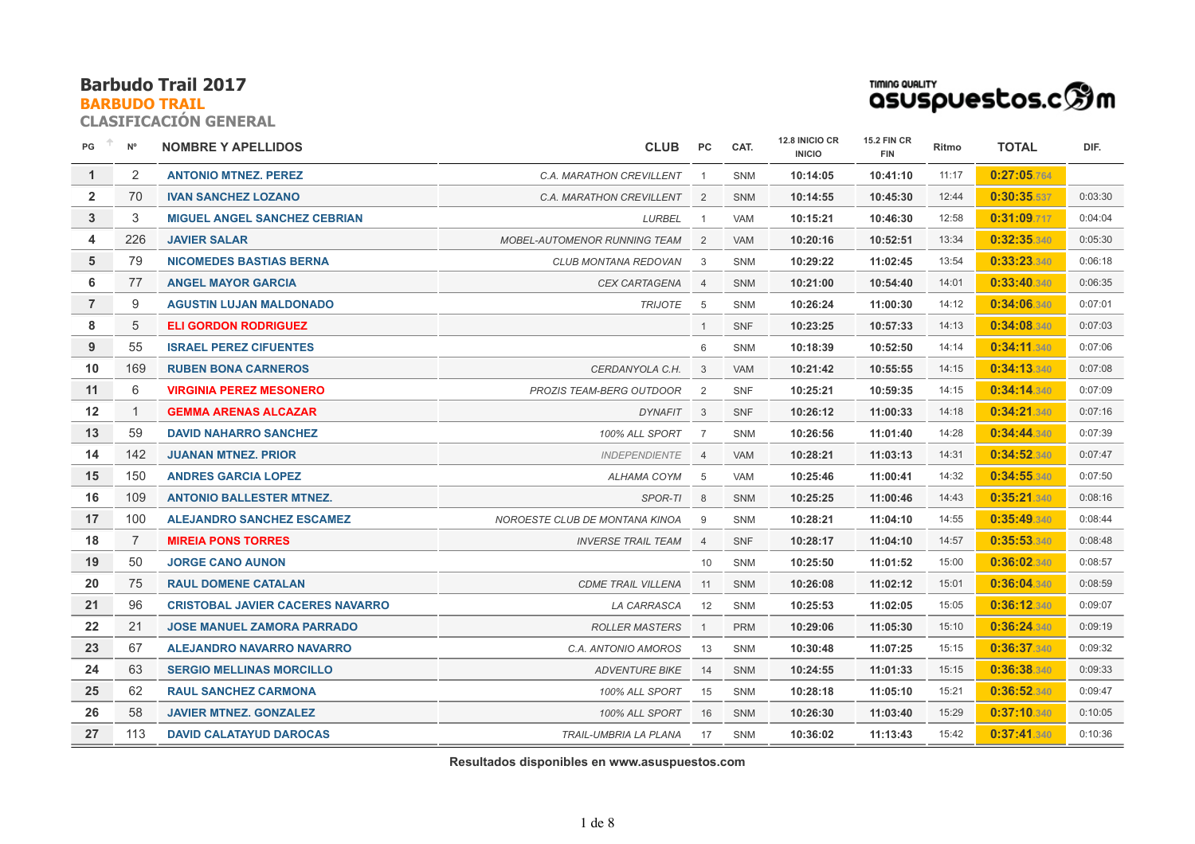# Barbudo Trail 2017

## BARBUDO TRAIL

### CLASIFICACIÓN GENERAL

Timing quality asuspuestos.com

| PG | Nº | NOMBRE Y APELLIDOS | CLUB | PC | CAT. | 12.8 INICIO CR INICIO | 15.2 FIN CR FIN | Ritmo | TOTAL | DIF. |
|---|---|---|---|---|---|---|---|---|---|---|
| 1 | 2 | ANTONIO MTNEZ. PEREZ | C.A. MARATHON CREVILLENT | 1 | SNM | 10:14:05 | 10:41:10 | 11:17 | 0:27:05.764 | |
| 2 | 70 | IVAN SANCHEZ LOZANO | C.A. MARATHON CREVILLENT | 2 | SNM | 10:14:55 | 10:45:30 | 12:44 | 0:30:35.537 | 0:03:30 |
| 3 | 3 | MIGUEL ANGEL SANCHEZ CEBRIAN | LURBEL | 1 | VAM | 10:15:21 | 10:46:30 | 12:58 | 0:31:09.717 | 0:04:04 |
| 4 | 226 | JAVIER SALAR | MOBEL-AUTOMENOR RUNNING TEAM | 2 | VAM | 10:20:16 | 10:52:51 | 13:34 | 0:32:35.340 | 0:05:30 |
| 5 | 79 | NICOMEDES BASTIAS BERNA | CLUB MONTANA REDOVAN | 3 | SNM | 10:29:22 | 11:02:45 | 13:54 | 0:33:23.340 | 0:06:18 |
| 6 | 77 | ANGEL MAYOR GARCIA | CEX CARTAGENA | 4 | SNM | 10:21:00 | 10:54:40 | 14:01 | 0:33:40.340 | 0:06:35 |
| 7 | 9 | AGUSTIN LUJAN MALDONADO | TRIJOTE | 5 | SNM | 10:26:24 | 11:00:30 | 14:12 | 0:34:06.340 | 0:07:01 |
| 8 | 5 | ELI GORDON RODRIGUEZ | | 1 | SNF | 10:23:25 | 10:57:33 | 14:13 | 0:34:08.340 | 0:07:03 |
| 9 | 55 | ISRAEL PEREZ CIFUENTES | | 6 | SNM | 10:18:39 | 10:52:50 | 14:14 | 0:34:11.340 | 0:07:06 |
| 10 | 169 | RUBEN BONA CARNEROS | CERDANYOLA C.H. | 3 | VAM | 10:21:42 | 10:55:55 | 14:15 | 0:34:13.340 | 0:07:08 |
| 11 | 6 | VIRGINIA PEREZ MESONERO | PROZIS TEAM-BERG OUTDOOR | 2 | SNF | 10:25:21 | 10:59:35 | 14:15 | 0:34:14.340 | 0:07:09 |
| 12 | 1 | GEMMA ARENAS ALCAZAR | DYNAFIT | 3 | SNF | 10:26:12 | 11:00:33 | 14:18 | 0:34:21.340 | 0:07:16 |
| 13 | 59 | DAVID NAHARRO SANCHEZ | 100% ALL SPORT | 7 | SNM | 10:26:56 | 11:01:40 | 14:28 | 0:34:44.340 | 0:07:39 |
| 14 | 142 | JUANAN MTNEZ. PRIOR | INDEPENDIENTE | 4 | VAM | 10:28:21 | 11:03:13 | 14:31 | 0:34:52.340 | 0:07:47 |
| 15 | 150 | ANDRES GARCIA LOPEZ | ALHAMA COYM | 5 | VAM | 10:25:46 | 11:00:41 | 14:32 | 0:34:55.340 | 0:07:50 |
| 16 | 109 | ANTONIO BALLESTER MTNEZ. | SPOR-TI | 8 | SNM | 10:25:25 | 11:00:46 | 14:43 | 0:35:21.340 | 0:08:16 |
| 17 | 100 | ALEJANDRO SANCHEZ ESCAMEZ | NOROESTE CLUB DE MONTANA KINOA | 9 | SNM | 10:28:21 | 11:04:10 | 14:55 | 0:35:49.340 | 0:08:44 |
| 18 | 7 | MIREIA PONS TORRES | INVERSE TRAIL TEAM | 4 | SNF | 10:28:17 | 11:04:10 | 14:57 | 0:35:53.340 | 0:08:48 |
| 19 | 50 | JORGE CANO AUNON | | 10 | SNM | 10:25:50 | 11:01:52 | 15:00 | 0:36:02.340 | 0:08:57 |
| 20 | 75 | RAUL DOMENE CATALAN | CDME TRAIL VILLENA | 11 | SNM | 10:26:08 | 11:02:12 | 15:01 | 0:36:04.340 | 0:08:59 |
| 21 | 96 | CRISTOBAL JAVIER CACERES NAVARRO | LA CARRASCA | 12 | SNM | 10:25:53 | 11:02:05 | 15:05 | 0:36:12.340 | 0:09:07 |
| 22 | 21 | JOSE MANUEL ZAMORA PARRADO | ROLLER MASTERS | 1 | PRM | 10:29:06 | 11:05:30 | 15:10 | 0:36:24.340 | 0:09:19 |
| 23 | 67 | ALEJANDRO NAVARRO NAVARRO | C.A. ANTONIO AMOROS | 13 | SNM | 10:30:48 | 11:07:25 | 15:15 | 0:36:37.340 | 0:09:32 |
| 24 | 63 | SERGIO MELLINAS MORCILLO | ADVENTURE BIKE | 14 | SNM | 10:24:55 | 11:01:33 | 15:15 | 0:36:38.340 | 0:09:33 |
| 25 | 62 | RAUL SANCHEZ CARMONA | 100% ALL SPORT | 15 | SNM | 10:28:18 | 11:05:10 | 15:21 | 0:36:52.340 | 0:09:47 |
| 26 | 58 | JAVIER MTNEZ. GONZALEZ | 100% ALL SPORT | 16 | SNM | 10:26:30 | 11:03:40 | 15:29 | 0:37:10.340 | 0:10:05 |
| 27 | 113 | DAVID CALATAYUD DAROCAS | TRAIL-UMBRIA LA PLANA | 17 | SNM | 10:36:02 | 11:13:43 | 15:42 | 0:37:41.340 | 0:10:36 |

**Resultados disponibles en www.asuspuestos.com**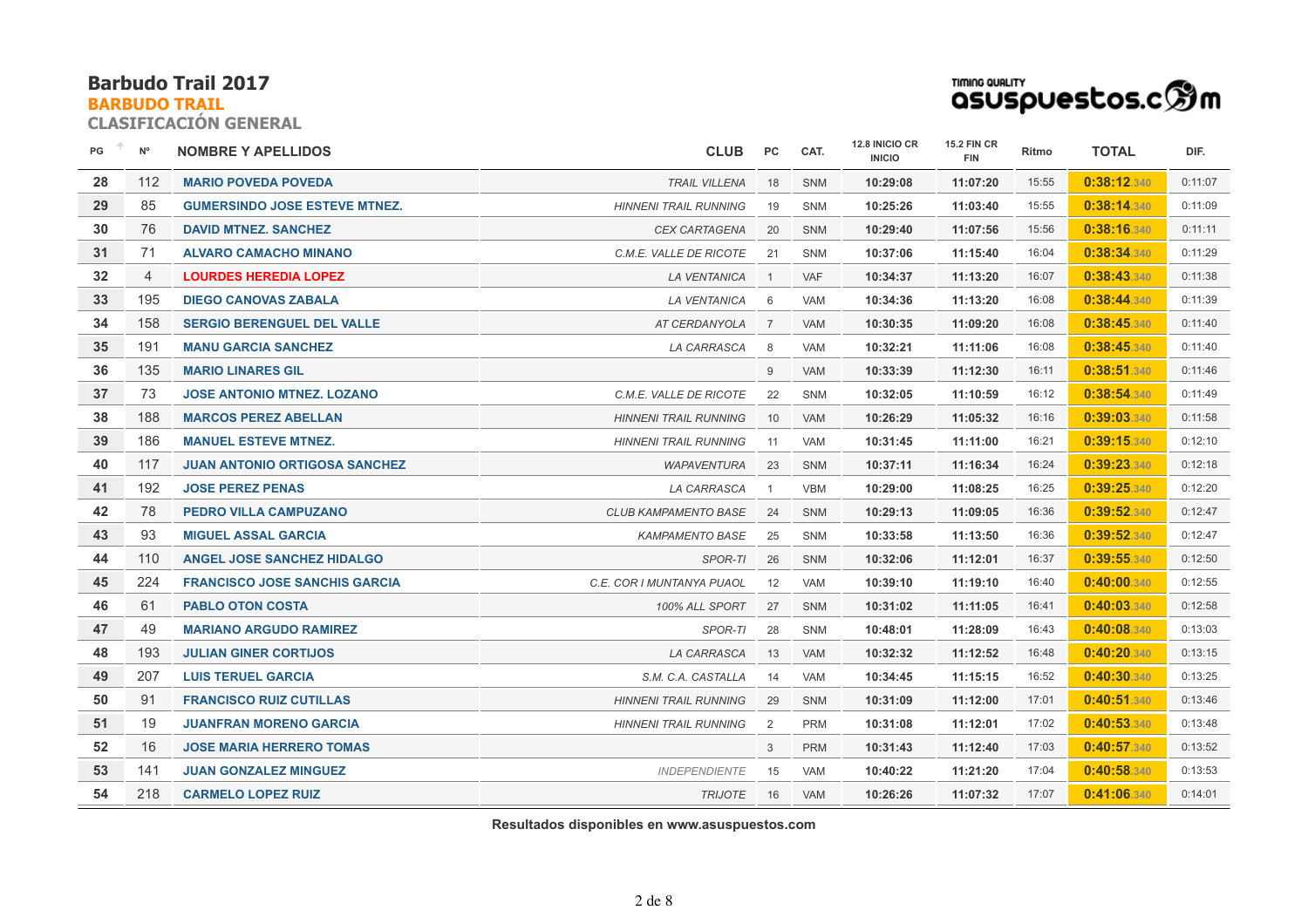# Barbudo Trail 2017

## BARBUDO TRAIL

### CLASIFICACIÓN GENERAL

TIMING QUALITY asuspuestos.com

| PG | Nº | NOMBRE Y APELLIDOS | CLUB | PC | CAT. | 12.8 INICIO CR INICIO | 15.2 FIN CR FIN | Ritmo | TOTAL | DIF. |
|---|---|---|---|---|---|---|---|---|---|---|
| 28 | 112 | MARIO POVEDA POVEDA | TRAIL VILLENA | 18 | SNM | 10:29:08 | 11:07:20 | 15:55 | 0:38:12.340 | 0:11:07 |
| 29 | 85 | GUMERSINDO JOSE ESTEVE MTNEZ. | HINNENI TRAIL RUNNING | 19 | SNM | 10:25:26 | 11:03:40 | 15:55 | 0:38:14.340 | 0:11:09 |
| 30 | 76 | DAVID MTNEZ. SANCHEZ | CEX CARTAGENA | 20 | SNM | 10:29:40 | 11:07:56 | 15:56 | 0:38:16.340 | 0:11:11 |
| 31 | 71 | ALVARO CAMACHO MINANO | C.M.E. VALLE DE RICOTE | 21 | SNM | 10:37:06 | 11:15:40 | 16:04 | 0:38:34.340 | 0:11:29 |
| 32 | 4 | LOURDES HEREDIA LOPEZ | LA VENTANICA | 1 | VAF | 10:34:37 | 11:13:20 | 16:07 | 0:38:43.340 | 0:11:38 |
| 33 | 195 | DIEGO CANOVAS ZABALA | LA VENTANICA | 6 | VAM | 10:34:36 | 11:13:20 | 16:08 | 0:38:44.340 | 0:11:39 |
| 34 | 158 | SERGIO BERENGUEL DEL VALLE | AT CERDANYOLA | 7 | VAM | 10:30:35 | 11:09:20 | 16:08 | 0:38:45.340 | 0:11:40 |
| 35 | 191 | MANU GARCIA SANCHEZ | LA CARRASCA | 8 | VAM | 10:32:21 | 11:11:06 | 16:08 | 0:38:45.340 | 0:11:40 |
| 36 | 135 | MARIO LINARES GIL | | 9 | VAM | 10:33:39 | 11:12:30 | 16:11 | 0:38:51.340 | 0:11:46 |
| 37 | 73 | JOSE ANTONIO MTNEZ. LOZANO | C.M.E. VALLE DE RICOTE | 22 | SNM | 10:32:05 | 11:10:59 | 16:12 | 0:38:54.340 | 0:11:49 |
| 38 | 188 | MARCOS PEREZ ABELLAN | HINNENI TRAIL RUNNING | 10 | VAM | 10:26:29 | 11:05:32 | 16:16 | 0:39:03.340 | 0:11:58 |
| 39 | 186 | MANUEL ESTEVE MTNEZ. | HINNENI TRAIL RUNNING | 11 | VAM | 10:31:45 | 11:11:00 | 16:21 | 0:39:15.340 | 0:12:10 |
| 40 | 117 | JUAN ANTONIO ORTIGOSA SANCHEZ | WAPAVENTURA | 23 | SNM | 10:37:11 | 11:16:34 | 16:24 | 0:39:23.340 | 0:12:18 |
| 41 | 192 | JOSE PEREZ PENAS | LA CARRASCA | 1 | VBM | 10:29:00 | 11:08:25 | 16:25 | 0:39:25.340 | 0:12:20 |
| 42 | 78 | PEDRO VILLA CAMPUZANO | CLUB KAMPAMENTO BASE | 24 | SNM | 10:29:13 | 11:09:05 | 16:36 | 0:39:52.340 | 0:12:47 |
| 43 | 93 | MIGUEL ASSAL GARCIA | KAMPAMENTO BASE | 25 | SNM | 10:33:58 | 11:13:50 | 16:36 | 0:39:52.340 | 0:12:47 |
| 44 | 110 | ANGEL JOSE SANCHEZ HIDALGO | SPOR-TI | 26 | SNM | 10:32:06 | 11:12:01 | 16:37 | 0:39:55.340 | 0:12:50 |
| 45 | 224 | FRANCISCO JOSE SANCHIS GARCIA | C.E. COR I MUNTANYA PUAOL | 12 | VAM | 10:39:10 | 11:19:10 | 16:40 | 0:40:00.340 | 0:12:55 |
| 46 | 61 | PABLO OTON COSTA | 100% ALL SPORT | 27 | SNM | 10:31:02 | 11:11:05 | 16:41 | 0:40:03.340 | 0:12:58 |
| 47 | 49 | MARIANO ARGUDO RAMIREZ | SPOR-TI | 28 | SNM | 10:48:01 | 11:28:09 | 16:43 | 0:40:08.340 | 0:13:03 |
| 48 | 193 | JULIAN GINER CORTIJOS | LA CARRASCA | 13 | VAM | 10:32:32 | 11:12:52 | 16:48 | 0:40:20.340 | 0:13:15 |
| 49 | 207 | LUIS TERUEL GARCIA | S.M. C.A. CASTALLA | 14 | VAM | 10:34:45 | 11:15:15 | 16:52 | 0:40:30.340 | 0:13:25 |
| 50 | 91 | FRANCISCO RUIZ CUTILLAS | HINNENI TRAIL RUNNING | 29 | SNM | 10:31:09 | 11:12:00 | 17:01 | 0:40:51.340 | 0:13:46 |
| 51 | 19 | JUANFRAN MORENO GARCIA | HINNENI TRAIL RUNNING | 2 | PRM | 10:31:08 | 11:12:01 | 17:02 | 0:40:53.340 | 0:13:48 |
| 52 | 16 | JOSE MARIA HERRERO TOMAS | | 3 | PRM | 10:31:43 | 11:12:40 | 17:03 | 0:40:57.340 | 0:13:52 |
| 53 | 141 | JUAN GONZALEZ MINGUEZ | INDEPENDIENTE | 15 | VAM | 10:40:22 | 11:21:20 | 17:04 | 0:40:58.340 | 0:13:53 |
| 54 | 218 | CARMELO LOPEZ RUIZ | TRIJOTE | 16 | VAM | 10:26:26 | 11:07:32 | 17:07 | 0:41:06.340 | 0:14:01 |

**Resultados disponibles en www.asuspuestos.com**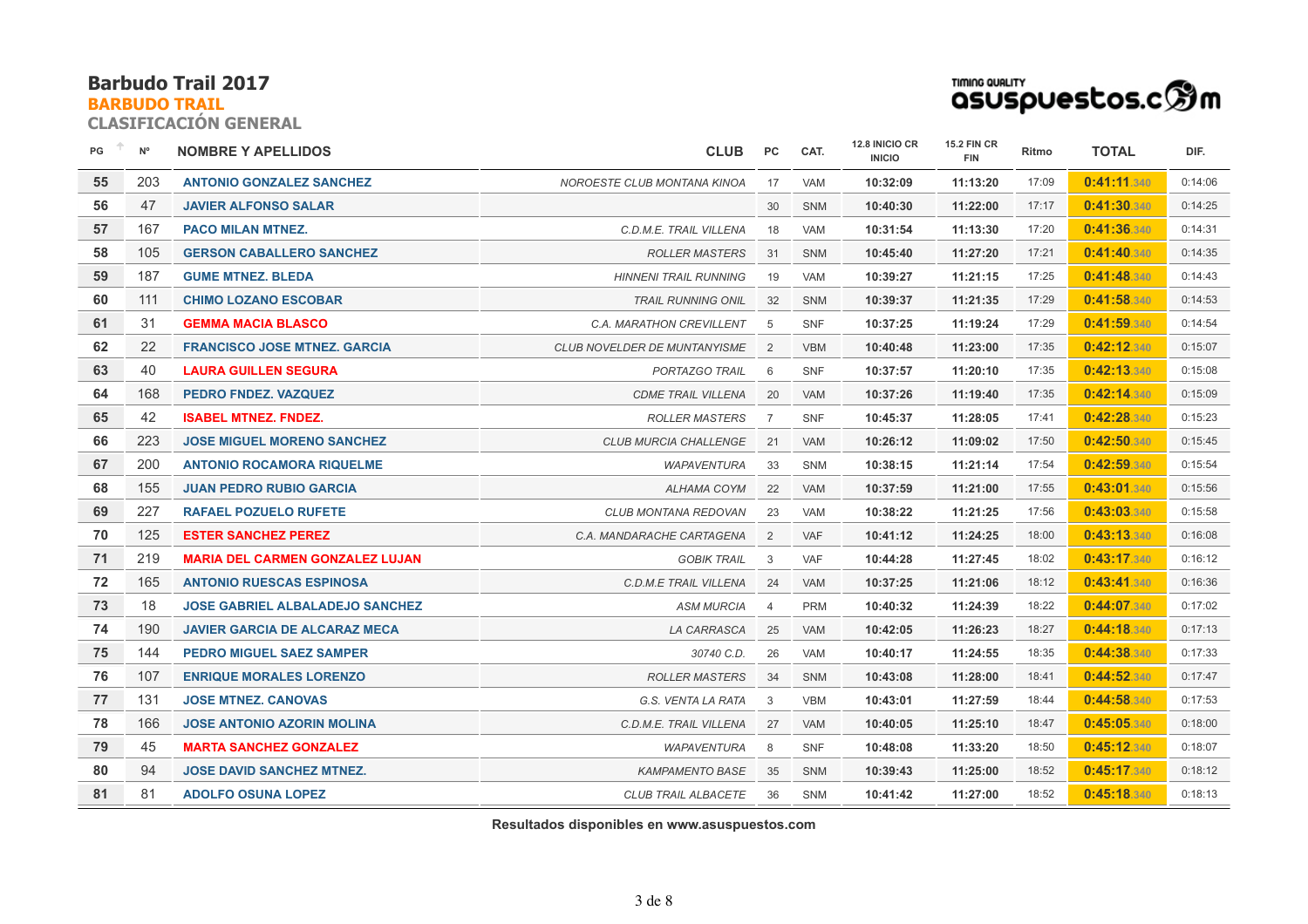# Barbudo Trail 2017

## BARBUDO TRAIL

### CLASIFICACIÓN GENERAL

TIMING QUALITY asuspuestos.com

| PG | Nº | NOMBRE Y APELLIDOS | CLUB | PC | CAT. | 12.8 INICIO CR INICIO | 15.2 FIN CR FIN | Ritmo | TOTAL | DIF. |
|---|---|---|---|---|---|---|---|---|---|---|
| 55 | 203 | ANTONIO GONZALEZ SANCHEZ | NOROESTE CLUB MONTANA KINOA | 17 | VAM | 10:32:09 | 11:13:20 | 17:09 | 0:41:11.340 | 0:14:06 |
| 56 | 47 | JAVIER ALFONSO SALAR | | 30 | SNM | 10:40:30 | 11:22:00 | 17:17 | 0:41:30.340 | 0:14:25 |
| 57 | 167 | PACO MILAN MTNEZ. | C.D.M.E. TRAIL VILLENA | 18 | VAM | 10:31:54 | 11:13:30 | 17:20 | 0:41:36.340 | 0:14:31 |
| 58 | 105 | GERSON CABALLERO SANCHEZ | ROLLER MASTERS | 31 | SNM | 10:45:40 | 11:27:20 | 17:21 | 0:41:40.340 | 0:14:35 |
| 59 | 187 | GUME MTNEZ. BLEDA | HINNENI TRAIL RUNNING | 19 | VAM | 10:39:27 | 11:21:15 | 17:25 | 0:41:48.340 | 0:14:43 |
| 60 | 111 | CHIMO LOZANO ESCOBAR | TRAIL RUNNING ONIL | 32 | SNM | 10:39:37 | 11:21:35 | 17:29 | 0:41:58.340 | 0:14:53 |
| 61 | 31 | GEMMA MACIA BLASCO | C.A. MARATHON CREVILLENT | 5 | SNF | 10:37:25 | 11:19:24 | 17:29 | 0:41:59.340 | 0:14:54 |
| 62 | 22 | FRANCISCO JOSE MTNEZ. GARCIA | CLUB NOVELDER DE MUNTANYISME | 2 | VBM | 10:40:48 | 11:23:00 | 17:35 | 0:42:12.340 | 0:15:07 |
| 63 | 40 | LAURA GUILLEN SEGURA | PORTAZGO TRAIL | 6 | SNF | 10:37:57 | 11:20:10 | 17:35 | 0:42:13.340 | 0:15:08 |
| 64 | 168 | PEDRO FNDEZ. VAZQUEZ | CDME TRAIL VILLENA | 20 | VAM | 10:37:26 | 11:19:40 | 17:35 | 0:42:14.340 | 0:15:09 |
| 65 | 42 | ISABEL MTNEZ. FNDEZ. | ROLLER MASTERS | 7 | SNF | 10:45:37 | 11:28:05 | 17:41 | 0:42:28.340 | 0:15:23 |
| 66 | 223 | JOSE MIGUEL MORENO SANCHEZ | CLUB MURCIA CHALLENGE | 21 | VAM | 10:26:12 | 11:09:02 | 17:50 | 0:42:50.340 | 0:15:45 |
| 67 | 200 | ANTONIO ROCAMORA RIQUELME | WAPAVENTURA | 33 | SNM | 10:38:15 | 11:21:14 | 17:54 | 0:42:59.340 | 0:15:54 |
| 68 | 155 | JUAN PEDRO RUBIO GARCIA | ALHAMA COYM | 22 | VAM | 10:37:59 | 11:21:00 | 17:55 | 0:43:01.340 | 0:15:56 |
| 69 | 227 | RAFAEL POZUELO RUFETE | CLUB MONTANA REDOVAN | 23 | VAM | 10:38:22 | 11:21:25 | 17:56 | 0:43:03.340 | 0:15:58 |
| 70 | 125 | ESTER SANCHEZ PEREZ | C.A. MANDARACHE CARTAGENA | 2 | VAF | 10:41:12 | 11:24:25 | 18:00 | 0:43:13.340 | 0:16:08 |
| 71 | 219 | MARIA DEL CARMEN GONZALEZ LUJAN | GOBIK TRAIL | 3 | VAF | 10:44:28 | 11:27:45 | 18:02 | 0:43:17.340 | 0:16:12 |
| 72 | 165 | ANTONIO RUESCAS ESPINOSA | C.D.M.E TRAIL VILLENA | 24 | VAM | 10:37:25 | 11:21:06 | 18:12 | 0:43:41.340 | 0:16:36 |
| 73 | 18 | JOSE GABRIEL ALBALADEJO SANCHEZ | ASM MURCIA | 4 | PRM | 10:40:32 | 11:24:39 | 18:22 | 0:44:07.340 | 0:17:02 |
| 74 | 190 | JAVIER GARCIA DE ALCARAZ MECA | LA CARRASCA | 25 | VAM | 10:42:05 | 11:26:23 | 18:27 | 0:44:18.340 | 0:17:13 |
| 75 | 144 | PEDRO MIGUEL SAEZ SAMPER | 30740 C.D. | 26 | VAM | 10:40:17 | 11:24:55 | 18:35 | 0:44:38.340 | 0:17:33 |
| 76 | 107 | ENRIQUE MORALES LORENZO | ROLLER MASTERS | 34 | SNM | 10:43:08 | 11:28:00 | 18:41 | 0:44:52.340 | 0:17:47 |
| 77 | 131 | JOSE MTNEZ. CANOVAS | G.S. VENTA LA RATA | 3 | VBM | 10:43:01 | 11:27:59 | 18:44 | 0:44:58.340 | 0:17:53 |
| 78 | 166 | JOSE ANTONIO AZORIN MOLINA | C.D.M.E. TRAIL VILLENA | 27 | VAM | 10:40:05 | 11:25:10 | 18:47 | 0:45:05.340 | 0:18:00 |
| 79 | 45 | MARTA SANCHEZ GONZALEZ | WAPAVENTURA | 8 | SNF | 10:48:08 | 11:33:20 | 18:50 | 0:45:12.340 | 0:18:07 |
| 80 | 94 | JOSE DAVID SANCHEZ MTNEZ. | KAMPAMENTO BASE | 35 | SNM | 10:39:43 | 11:25:00 | 18:52 | 0:45:17.340 | 0:18:12 |
| 81 | 81 | ADOLFO OSUNA LOPEZ | CLUB TRAIL ALBACETE | 36 | SNM | 10:41:42 | 11:27:00 | 18:52 | 0:45:18.340 | 0:18:13 |

**Resultados disponibles en www.asuspuestos.com**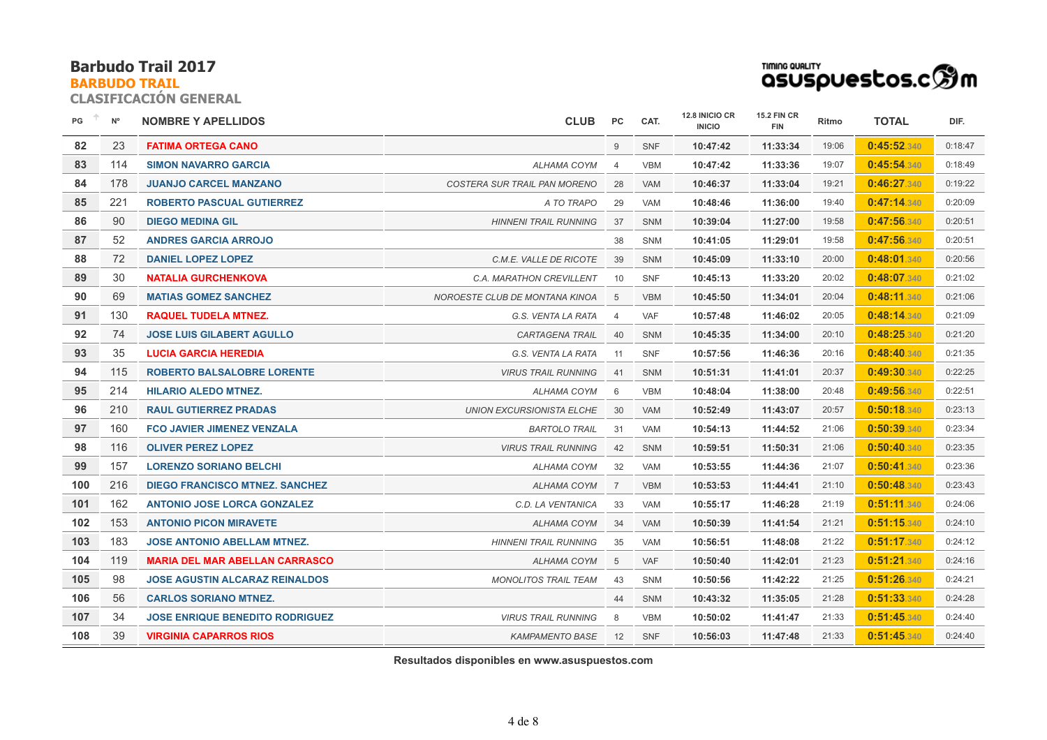# Barbudo Trail 2017

## BARBUDO TRAIL

### CLASIFICACIÓN GENERAL

Timing quality asuspuestos.com

| PG | Nº | NOMBRE Y APELLIDOS | CLUB | PC | CAT. | 12.8 INICIO CR INICIO | 15.2 FIN CR FIN | Ritmo | TOTAL | DIF. |
|---|---|---|---|---|---|---|---|---|---|---|
| 82 | 23 | FATIMA ORTEGA CANO | | 9 | SNF | 10:47:42 | 11:33:34 | 19:06 | 0:45:52.340 | 0:18:47 |
| 83 | 114 | SIMON NAVARRO GARCIA | ALHAMA COYM | 4 | VBM | 10:47:42 | 11:33:36 | 19:07 | 0:45:54.340 | 0:18:49 |
| 84 | 178 | JUANJO CARCEL MANZANO | COSTERA SUR TRAIL PAN MORENO | 28 | VAM | 10:46:37 | 11:33:04 | 19:21 | 0:46:27.340 | 0:19:22 |
| 85 | 221 | ROBERTO PASCUAL GUTIERREZ | A TO TRAPO | 29 | VAM | 10:48:46 | 11:36:00 | 19:40 | 0:47:14.340 | 0:20:09 |
| 86 | 90 | DIEGO MEDINA GIL | HINNENI TRAIL RUNNING | 37 | SNM | 10:39:04 | 11:27:00 | 19:58 | 0:47:56.340 | 0:20:51 |
| 87 | 52 | ANDRES GARCIA ARROJO | | 38 | SNM | 10:41:05 | 11:29:01 | 19:58 | 0:47:56.340 | 0:20:51 |
| 88 | 72 | DANIEL LOPEZ LOPEZ | C.M.E. VALLE DE RICOTE | 39 | SNM | 10:45:09 | 11:33:10 | 20:00 | 0:48:01.340 | 0:20:56 |
| 89 | 30 | NATALIA GURCHENKOVA | C.A. MARATHON CREVILLENT | 10 | SNF | 10:45:13 | 11:33:20 | 20:02 | 0:48:07.340 | 0:21:02 |
| 90 | 69 | MATIAS GOMEZ SANCHEZ | NOROESTE CLUB DE MONTANA KINOA | 5 | VBM | 10:45:50 | 11:34:01 | 20:04 | 0:48:11.340 | 0:21:06 |
| 91 | 130 | RAQUEL TUDELA MTNEZ. | G.S. VENTA LA RATA | 4 | VAF | 10:57:48 | 11:46:02 | 20:05 | 0:48:14.340 | 0:21:09 |
| 92 | 74 | JOSE LUIS GILABERT AGULLO | CARTAGENA TRAIL | 40 | SNM | 10:45:35 | 11:34:00 | 20:10 | 0:48:25.340 | 0:21:20 |
| 93 | 35 | LUCIA GARCIA HEREDIA | G.S. VENTA LA RATA | 11 | SNF | 10:57:56 | 11:46:36 | 20:16 | 0:48:40.340 | 0:21:35 |
| 94 | 115 | ROBERTO BALSALOBRE LORENTE | VIRUS TRAIL RUNNING | 41 | SNM | 10:51:31 | 11:41:01 | 20:37 | 0:49:30.340 | 0:22:25 |
| 95 | 214 | HILARIO ALEDO MTNEZ. | ALHAMA COYM | 6 | VBM | 10:48:04 | 11:38:00 | 20:48 | 0:49:56.340 | 0:22:51 |
| 96 | 210 | RAUL GUTIERREZ PRADAS | UNION EXCURSIONISTA ELCHE | 30 | VAM | 10:52:49 | 11:43:07 | 20:57 | 0:50:18.340 | 0:23:13 |
| 97 | 160 | FCO JAVIER JIMENEZ VENZALA | BARTOLO TRAIL | 31 | VAM | 10:54:13 | 11:44:52 | 21:06 | 0:50:39.340 | 0:23:34 |
| 98 | 116 | OLIVER PEREZ LOPEZ | VIRUS TRAIL RUNNING | 42 | SNM | 10:59:51 | 11:50:31 | 21:06 | 0:50:40.340 | 0:23:35 |
| 99 | 157 | LORENZO SORIANO BELCHI | ALHAMA COYM | 32 | VAM | 10:53:55 | 11:44:36 | 21:07 | 0:50:41.340 | 0:23:36 |
| 100 | 216 | DIEGO FRANCISCO MTNEZ. SANCHEZ | ALHAMA COYM | 7 | VBM | 10:53:53 | 11:44:41 | 21:10 | 0:50:48.340 | 0:23:43 |
| 101 | 162 | ANTONIO JOSE LORCA GONZALEZ | C.D. LA VENTANICA | 33 | VAM | 10:55:17 | 11:46:28 | 21:19 | 0:51:11.340 | 0:24:06 |
| 102 | 153 | ANTONIO PICON MIRAVETE | ALHAMA COYM | 34 | VAM | 10:50:39 | 11:41:54 | 21:21 | 0:51:15.340 | 0:24:10 |
| 103 | 183 | JOSE ANTONIO ABELLAM MTNEZ. | HINNENI TRAIL RUNNING | 35 | VAM | 10:56:51 | 11:48:08 | 21:22 | 0:51:17.340 | 0:24:12 |
| 104 | 119 | MARIA DEL MAR ABELLAN CARRASCO | ALHAMA COYM | 5 | VAF | 10:50:40 | 11:42:01 | 21:23 | 0:51:21.340 | 0:24:16 |
| 105 | 98 | JOSE AGUSTIN ALCARAZ REINALDOS | MONOLITOS TRAIL TEAM | 43 | SNM | 10:50:56 | 11:42:22 | 21:25 | 0:51:26.340 | 0:24:21 |
| 106 | 56 | CARLOS SORIANO MTNEZ. | | 44 | SNM | 10:43:32 | 11:35:05 | 21:28 | 0:51:33.340 | 0:24:28 |
| 107 | 34 | JOSE ENRIQUE BENEDITO RODRIGUEZ | VIRUS TRAIL RUNNING | 8 | VBM | 10:50:02 | 11:41:47 | 21:33 | 0:51:45.340 | 0:24:40 |
| 108 | 39 | VIRGINIA CAPARROS RIOS | KAMPAMENTO BASE | 12 | SNF | 10:56:03 | 11:47:48 | 21:33 | 0:51:45.340 | 0:24:40 |

**Resultados disponibles en www.asuspuestos.com**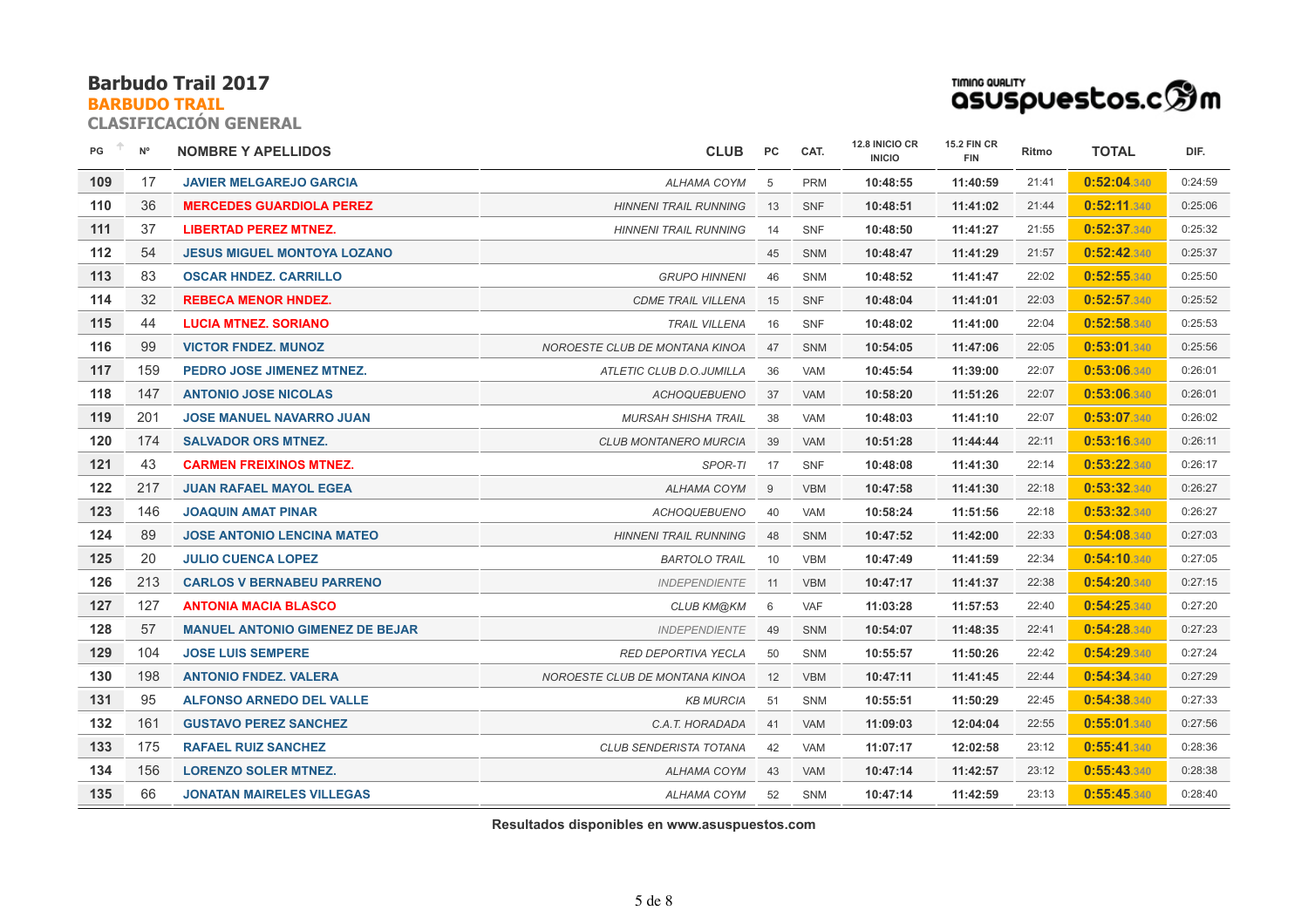# Barbudo Trail 2017

## BARBUDO TRAIL

### CLASIFICACIÓN GENERAL

TIMING QUALITY asuspuestos.com

| PG | Nº | NOMBRE Y APELLIDOS | CLUB | PC | CAT. | 12.8 INICIO CR INICIO | 15.2 FIN CR FIN | Ritmo | TOTAL | DIF. |
|---|---|---|---|---|---|---|---|---|---|---|
| 109 | 17 | JAVIER MELGAREJO GARCIA | ALHAMA COYM | 5 | PRM | 10:48:55 | 11:40:59 | 21:41 | 0:52:04.340 | 0:24:59 |
| 110 | 36 | MERCEDES GUARDIOLA PEREZ | HINNENI TRAIL RUNNING | 13 | SNF | 10:48:51 | 11:41:02 | 21:44 | 0:52:11.340 | 0:25:06 |
| 111 | 37 | LIBERTAD PEREZ MTNEZ. | HINNENI TRAIL RUNNING | 14 | SNF | 10:48:50 | 11:41:27 | 21:55 | 0:52:37.340 | 0:25:32 |
| 112 | 54 | JESUS MIGUEL MONTOYA LOZANO | | 45 | SNM | 10:48:47 | 11:41:29 | 21:57 | 0:52:42.340 | 0:25:37 |
| 113 | 83 | OSCAR HNDEZ. CARRILLO | GRUPO HINNENI | 46 | SNM | 10:48:52 | 11:41:47 | 22:02 | 0:52:55.340 | 0:25:50 |
| 114 | 32 | REBECA MENOR HNDEZ. | CDME TRAIL VILLENA | 15 | SNF | 10:48:04 | 11:41:01 | 22:03 | 0:52:57.340 | 0:25:52 |
| 115 | 44 | LUCIA MTNEZ. SORIANO | TRAIL VILLENA | 16 | SNF | 10:48:02 | 11:41:00 | 22:04 | 0:52:58.340 | 0:25:53 |
| 116 | 99 | VICTOR FNDEZ. MUNOZ | NOROESTE CLUB DE MONTANA KINOA | 47 | SNM | 10:54:05 | 11:47:06 | 22:05 | 0:53:01.340 | 0:25:56 |
| 117 | 159 | PEDRO JOSE JIMENEZ MTNEZ. | ATLETIC CLUB D.O.JUMILLA | 36 | VAM | 10:45:54 | 11:39:00 | 22:07 | 0:53:06.340 | 0:26:01 |
| 118 | 147 | ANTONIO JOSE NICOLAS | ACHOQUEBUENO | 37 | VAM | 10:58:20 | 11:51:26 | 22:07 | 0:53:06.340 | 0:26:01 |
| 119 | 201 | JOSE MANUEL NAVARRO JUAN | MURSAH SHISHA TRAIL | 38 | VAM | 10:48:03 | 11:41:10 | 22:07 | 0:53:07.340 | 0:26:02 |
| 120 | 174 | SALVADOR ORS MTNEZ. | CLUB MONTANERO MURCIA | 39 | VAM | 10:51:28 | 11:44:44 | 22:11 | 0:53:16.340 | 0:26:11 |
| 121 | 43 | CARMEN FREIXINOS MTNEZ. | SPOR-TI | 17 | SNF | 10:48:08 | 11:41:30 | 22:14 | 0:53:22.340 | 0:26:17 |
| 122 | 217 | JUAN RAFAEL MAYOL EGEA | ALHAMA COYM | 9 | VBM | 10:47:58 | 11:41:30 | 22:18 | 0:53:32.340 | 0:26:27 |
| 123 | 146 | JOAQUIN AMAT PINAR | ACHOQUEBUENO | 40 | VAM | 10:58:24 | 11:51:56 | 22:18 | 0:53:32.340 | 0:26:27 |
| 124 | 89 | JOSE ANTONIO LENCINA MATEO | HINNENI TRAIL RUNNING | 48 | SNM | 10:47:52 | 11:42:00 | 22:33 | 0:54:08.340 | 0:27:03 |
| 125 | 20 | JULIO CUENCA LOPEZ | BARTOLO TRAIL | 10 | VBM | 10:47:49 | 11:41:59 | 22:34 | 0:54:10.340 | 0:27:05 |
| 126 | 213 | CARLOS V BERNABEU PARRENO | INDEPENDIENTE | 11 | VBM | 10:47:17 | 11:41:37 | 22:38 | 0:54:20.340 | 0:27:15 |
| 127 | 127 | ANTONIA MACIA BLASCO | CLUB KM@KM | 6 | VAF | 11:03:28 | 11:57:53 | 22:40 | 0:54:25.340 | 0:27:20 |
| 128 | 57 | MANUEL ANTONIO GIMENEZ DE BEJAR | INDEPENDIENTE | 49 | SNM | 10:54:07 | 11:48:35 | 22:41 | 0:54:28.340 | 0:27:23 |
| 129 | 104 | JOSE LUIS SEMPERE | RED DEPORTIVA YECLA | 50 | SNM | 10:55:57 | 11:50:26 | 22:42 | 0:54:29.340 | 0:27:24 |
| 130 | 198 | ANTONIO FNDEZ. VALERA | NOROESTE CLUB DE MONTANA KINOA | 12 | VBM | 10:47:11 | 11:41:45 | 22:44 | 0:54:34.340 | 0:27:29 |
| 131 | 95 | ALFONSO ARNEDO DEL VALLE | KB MURCIA | 51 | SNM | 10:55:51 | 11:50:29 | 22:45 | 0:54:38.340 | 0:27:33 |
| 132 | 161 | GUSTAVO PEREZ SANCHEZ | C.A.T. HORADADA | 41 | VAM | 11:09:03 | 12:04:04 | 22:55 | 0:55:01.340 | 0:27:56 |
| 133 | 175 | RAFAEL RUIZ SANCHEZ | CLUB SENDERISTA TOTANA | 42 | VAM | 11:07:17 | 12:02:58 | 23:12 | 0:55:41.340 | 0:28:36 |
| 134 | 156 | LORENZO SOLER MTNEZ. | ALHAMA COYM | 43 | VAM | 10:47:14 | 11:42:57 | 23:12 | 0:55:43.340 | 0:28:38 |
| 135 | 66 | JONATAN MAIRELES VILLEGAS | ALHAMA COYM | 52 | SNM | 10:47:14 | 11:42:59 | 23:13 | 0:55:45.340 | 0:28:40 |

**Resultados disponibles en www.asuspuestos.com**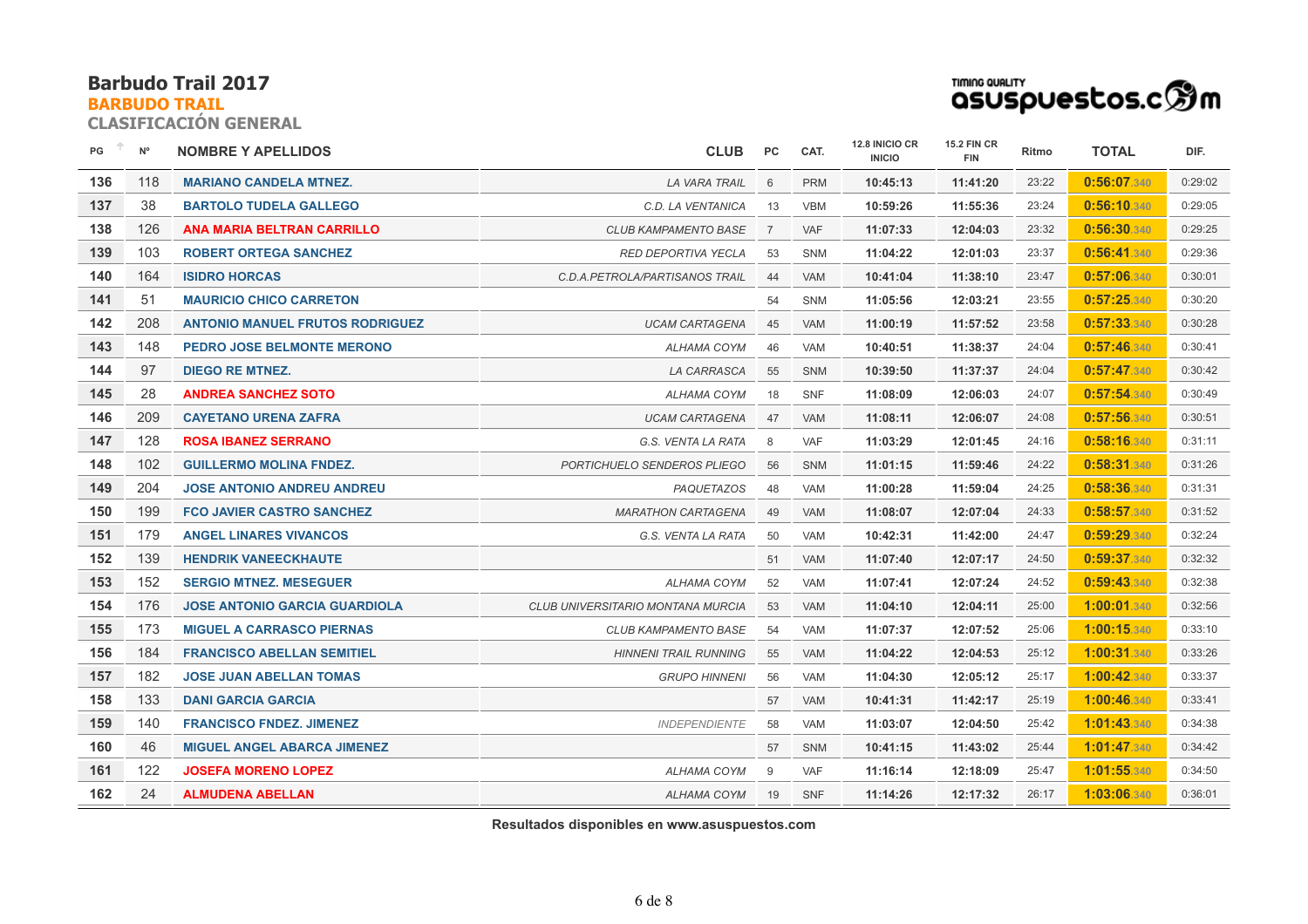# Barbudo Trail 2017

## BARBUDO TRAIL

### CLASIFICACIÓN GENERAL

Timing quality asuspuestos.com

| PG | Nº | NOMBRE Y APELLIDOS | CLUB | PC | CAT. | 12.8 INICIO CR INICIO | 15.2 FIN CR FIN | Ritmo | TOTAL | DIF. |
|---|---|---|---|---|---|---|---|---|---|---|
| 136 | 118 | MARIANO CANDELA MTNEZ. | LA VARA TRAIL | 6 | PRM | 10:45:13 | 11:41:20 | 23:22 | 0:56:07.340 | 0:29:02 |
| 137 | 38 | BARTOLO TUDELA GALLEGO | C.D. LA VENTANICA | 13 | VBM | 10:59:26 | 11:55:36 | 23:24 | 0:56:10.340 | 0:29:05 |
| 138 | 126 | ANA MARIA BELTRAN CARRILLO | CLUB KAMPAMENTO BASE | 7 | VAF | 11:07:33 | 12:04:03 | 23:32 | 0:56:30.340 | 0:29:25 |
| 139 | 103 | ROBERT ORTEGA SANCHEZ | RED DEPORTIVA YECLA | 53 | SNM | 11:04:22 | 12:01:03 | 23:37 | 0:56:41.340 | 0:29:36 |
| 140 | 164 | ISIDRO HORCAS | C.D.A.PETROLA/PARTISANOS TRAIL | 44 | VAM | 10:41:04 | 11:38:10 | 23:47 | 0:57:06.340 | 0:30:01 |
| 141 | 51 | MAURICIO CHICO CARRETON | | 54 | SNM | 11:05:56 | 12:03:21 | 23:55 | 0:57:25.340 | 0:30:20 |
| 142 | 208 | ANTONIO MANUEL FRUTOS RODRIGUEZ | UCAM CARTAGENA | 45 | VAM | 11:00:19 | 11:57:52 | 23:58 | 0:57:33.340 | 0:30:28 |
| 143 | 148 | PEDRO JOSE BELMONTE MERONO | ALHAMA COYM | 46 | VAM | 10:40:51 | 11:38:37 | 24:04 | 0:57:46.340 | 0:30:41 |
| 144 | 97 | DIEGO RE MTNEZ. | LA CARRASCA | 55 | SNM | 10:39:50 | 11:37:37 | 24:04 | 0:57:47.340 | 0:30:42 |
| 145 | 28 | ANDREA SANCHEZ SOTO | ALHAMA COYM | 18 | SNF | 11:08:09 | 12:06:03 | 24:07 | 0:57:54.340 | 0:30:49 |
| 146 | 209 | CAYETANO URENA ZAFRA | UCAM CARTAGENA | 47 | VAM | 11:08:11 | 12:06:07 | 24:08 | 0:57:56.340 | 0:30:51 |
| 147 | 128 | ROSA IBANEZ SERRANO | G.S. VENTA LA RATA | 8 | VAF | 11:03:29 | 12:01:45 | 24:16 | 0:58:16.340 | 0:31:11 |
| 148 | 102 | GUILLERMO MOLINA FNDEZ. | PORTICHUELO SENDEROS PLIEGO | 56 | SNM | 11:01:15 | 11:59:46 | 24:22 | 0:58:31.340 | 0:31:26 |
| 149 | 204 | JOSE ANTONIO ANDREU ANDREU | PAQUETAZOS | 48 | VAM | 11:00:28 | 11:59:04 | 24:25 | 0:58:36.340 | 0:31:31 |
| 150 | 199 | FCO JAVIER CASTRO SANCHEZ | MARATHON CARTAGENA | 49 | VAM | 11:08:07 | 12:07:04 | 24:33 | 0:58:57.340 | 0:31:52 |
| 151 | 179 | ANGEL LINARES VIVANCOS | G.S. VENTA LA RATA | 50 | VAM | 10:42:31 | 11:42:00 | 24:47 | 0:59:29.340 | 0:32:24 |
| 152 | 139 | HENDRIK VANEECKHAUTE | | 51 | VAM | 11:07:40 | 12:07:17 | 24:50 | 0:59:37.340 | 0:32:32 |
| 153 | 152 | SERGIO MTNEZ. MESEGUER | ALHAMA COYM | 52 | VAM | 11:07:41 | 12:07:24 | 24:52 | 0:59:43.340 | 0:32:38 |
| 154 | 176 | JOSE ANTONIO GARCIA GUARDIOLA | CLUB UNIVERSITARIO MONTANA MURCIA | 53 | VAM | 11:04:10 | 12:04:11 | 25:00 | 1:00:01.340 | 0:32:56 |
| 155 | 173 | MIGUEL A CARRASCO PIERNAS | CLUB KAMPAMENTO BASE | 54 | VAM | 11:07:37 | 12:07:52 | 25:06 | 1:00:15.340 | 0:33:10 |
| 156 | 184 | FRANCISCO ABELLAN SEMITIEL | HINNENI TRAIL RUNNING | 55 | VAM | 11:04:22 | 12:04:53 | 25:12 | 1:00:31.340 | 0:33:26 |
| 157 | 182 | JOSE JUAN ABELLAN TOMAS | GRUPO HINNENI | 56 | VAM | 11:04:30 | 12:05:12 | 25:17 | 1:00:42.340 | 0:33:37 |
| 158 | 133 | DANI GARCIA GARCIA | | 57 | VAM | 10:41:31 | 11:42:17 | 25:19 | 1:00:46.340 | 0:33:41 |
| 159 | 140 | FRANCISCO FNDEZ. JIMENEZ | INDEPENDIENTE | 58 | VAM | 11:03:07 | 12:04:50 | 25:42 | 1:01:43.340 | 0:34:38 |
| 160 | 46 | MIGUEL ANGEL ABARCA JIMENEZ | | 57 | SNM | 10:41:15 | 11:43:02 | 25:44 | 1:01:47.340 | 0:34:42 |
| 161 | 122 | JOSEFA MORENO LOPEZ | ALHAMA COYM | 9 | VAF | 11:16:14 | 12:18:09 | 25:47 | 1:01:55.340 | 0:34:50 |
| 162 | 24 | ALMUDENA ABELLAN | ALHAMA COYM | 19 | SNF | 11:14:26 | 12:17:32 | 26:17 | 1:03:06.340 | 0:36:01 |

**Resultados disponibles en www.asuspuestos.com**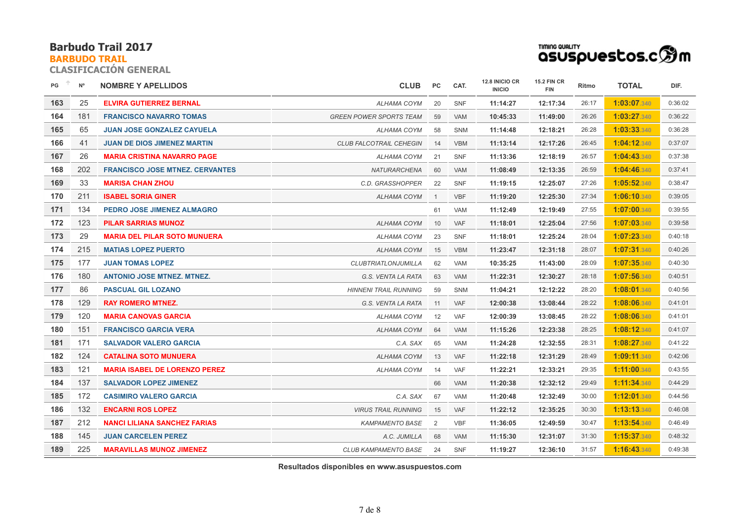# Barbudo Trail 2017

## BARBUDO TRAIL

### CLASIFICACIÓN GENERAL

| PG | Nº | NOMBRE Y APELLIDOS | CLUB | PC | CAT. | 12.8 INICIO CR INICIO | 15.2 FIN CR FIN | Ritmo | TOTAL | DIF. |
|---|---|---|---|---|---|---|---|---|---|---|
| 163 | 25 | ELVIRA GUTIERREZ BERNAL | ALHAMA COYM | 20 | SNF | 11:14:27 | 12:17:34 | 26:17 | 1:03:07.340 | 0:36:02 |
| 164 | 181 | FRANCISCO NAVARRO TOMAS | GREEN POWER SPORTS TEAM | 59 | VAM | 10:45:33 | 11:49:00 | 26:26 | 1:03:27.340 | 0:36:22 |
| 165 | 65 | JUAN JOSE GONZALEZ CAYUELA | ALHAMA COYM | 58 | SNM | 11:14:48 | 12:18:21 | 26:28 | 1:03:33.340 | 0:36:28 |
| 166 | 41 | JUAN DE DIOS JIMENEZ MARTIN | CLUB FALCOTRAIL CEHEGIN | 14 | VBM | 11:13:14 | 12:17:26 | 26:45 | 1:04:12.340 | 0:37:07 |
| 167 | 26 | MARIA CRISTINA NAVARRO PAGE | ALHAMA COYM | 21 | SNF | 11:13:36 | 12:18:19 | 26:57 | 1:04:43.340 | 0:37:38 |
| 168 | 202 | FRANCISCO JOSE MTNEZ. CERVANTES | NATURARCHENA | 60 | VAM | 11:08:49 | 12:13:35 | 26:59 | 1:04:46.340 | 0:37:41 |
| 169 | 33 | MARISA CHAN ZHOU | C.D. GRASSHOPPER | 22 | SNF | 11:19:15 | 12:25:07 | 27:26 | 1:05:52.340 | 0:38:47 |
| 170 | 211 | ISABEL SORIA GINER | ALHAMA COYM | 1 | VBF | 11:19:20 | 12:25:30 | 27:34 | 1:06:10.340 | 0:39:05 |
| 171 | 134 | PEDRO JOSE JIMENEZ ALMAGRO | | 61 | VAM | 11:12:49 | 12:19:49 | 27:55 | 1:07:00.340 | 0:39:55 |
| 172 | 123 | PILAR SARRIAS MUNOZ | ALHAMA COYM | 10 | VAF | 11:18:01 | 12:25:04 | 27:56 | 1:07:03.340 | 0:39:58 |
| 173 | 29 | MARIA DEL PILAR SOTO MUNUERA | ALHAMA COYM | 23 | SNF | 11:18:01 | 12:25:24 | 28:04 | 1:07:23.340 | 0:40:18 |
| 174 | 215 | MATIAS LOPEZ PUERTO | ALHAMA COYM | 15 | VBM | 11:23:47 | 12:31:18 | 28:07 | 1:07:31.340 | 0:40:26 |
| 175 | 177 | JUAN TOMAS LOPEZ | CLUBTRIATLONJUMILLA | 62 | VAM | 10:35:25 | 11:43:00 | 28:09 | 1:07:35.340 | 0:40:30 |
| 176 | 180 | ANTONIO JOSE MTNEZ. MTNEZ. | G.S. VENTA LA RATA | 63 | VAM | 11:22:31 | 12:30:27 | 28:18 | 1:07:56.340 | 0:40:51 |
| 177 | 86 | PASCUAL GIL LOZANO | HINNENI TRAIL RUNNING | 59 | SNM | 11:04:21 | 12:12:22 | 28:20 | 1:08:01.340 | 0:40:56 |
| 178 | 129 | RAY ROMERO MTNEZ. | G.S. VENTA LA RATA | 11 | VAF | 12:00:38 | 13:08:44 | 28:22 | 1:08:06.340 | 0:41:01 |
| 179 | 120 | MARIA CANOVAS GARCIA | ALHAMA COYM | 12 | VAF | 12:00:39 | 13:08:45 | 28:22 | 1:08:06.340 | 0:41:01 |
| 180 | 151 | FRANCISCO GARCIA VERA | ALHAMA COYM | 64 | VAM | 11:15:26 | 12:23:38 | 28:25 | 1:08:12.340 | 0:41:07 |
| 181 | 171 | SALVADOR VALERO GARCIA | C.A. SAX | 65 | VAM | 11:24:28 | 12:32:55 | 28:31 | 1:08:27.340 | 0:41:22 |
| 182 | 124 | CATALINA SOTO MUNUERA | ALHAMA COYM | 13 | VAF | 11:22:18 | 12:31:29 | 28:49 | 1:09:11.340 | 0:42:06 |
| 183 | 121 | MARIA ISABEL DE LORENZO PEREZ | ALHAMA COYM | 14 | VAF | 11:22:21 | 12:33:21 | 29:35 | 1:11:00.340 | 0:43:55 |
| 184 | 137 | SALVADOR LOPEZ JIMENEZ | | 66 | VAM | 11:20:38 | 12:32:12 | 29:49 | 1:11:34.340 | 0:44:29 |
| 185 | 172 | CASIMIRO VALERO GARCIA | C.A. SAX | 67 | VAM | 11:20:48 | 12:32:49 | 30:00 | 1:12:01.340 | 0:44:56 |
| 186 | 132 | ENCARNI ROS LOPEZ | VIRUS TRAIL RUNNING | 15 | VAF | 11:22:12 | 12:35:25 | 30:30 | 1:13:13.340 | 0:46:08 |
| 187 | 212 | NANCI LILIANA SANCHEZ FARIAS | KAMPAMENTO BASE | 2 | VBF | 11:36:05 | 12:49:59 | 30:47 | 1:13:54.340 | 0:46:49 |
| 188 | 145 | JUAN CARCELEN PEREZ | A.C. JUMILLA | 68 | VAM | 11:15:30 | 12:31:07 | 31:30 | 1:15:37.340 | 0:48:32 |
| 189 | 225 | MARAVILLAS MUNOZ JIMENEZ | CLUB KAMPAMENTO BASE | 24 | SNF | 11:19:27 | 12:36:10 | 31:57 | 1:16:43.340 | 0:49:38 |

**Resultados disponibles en www.asuspuestos.com**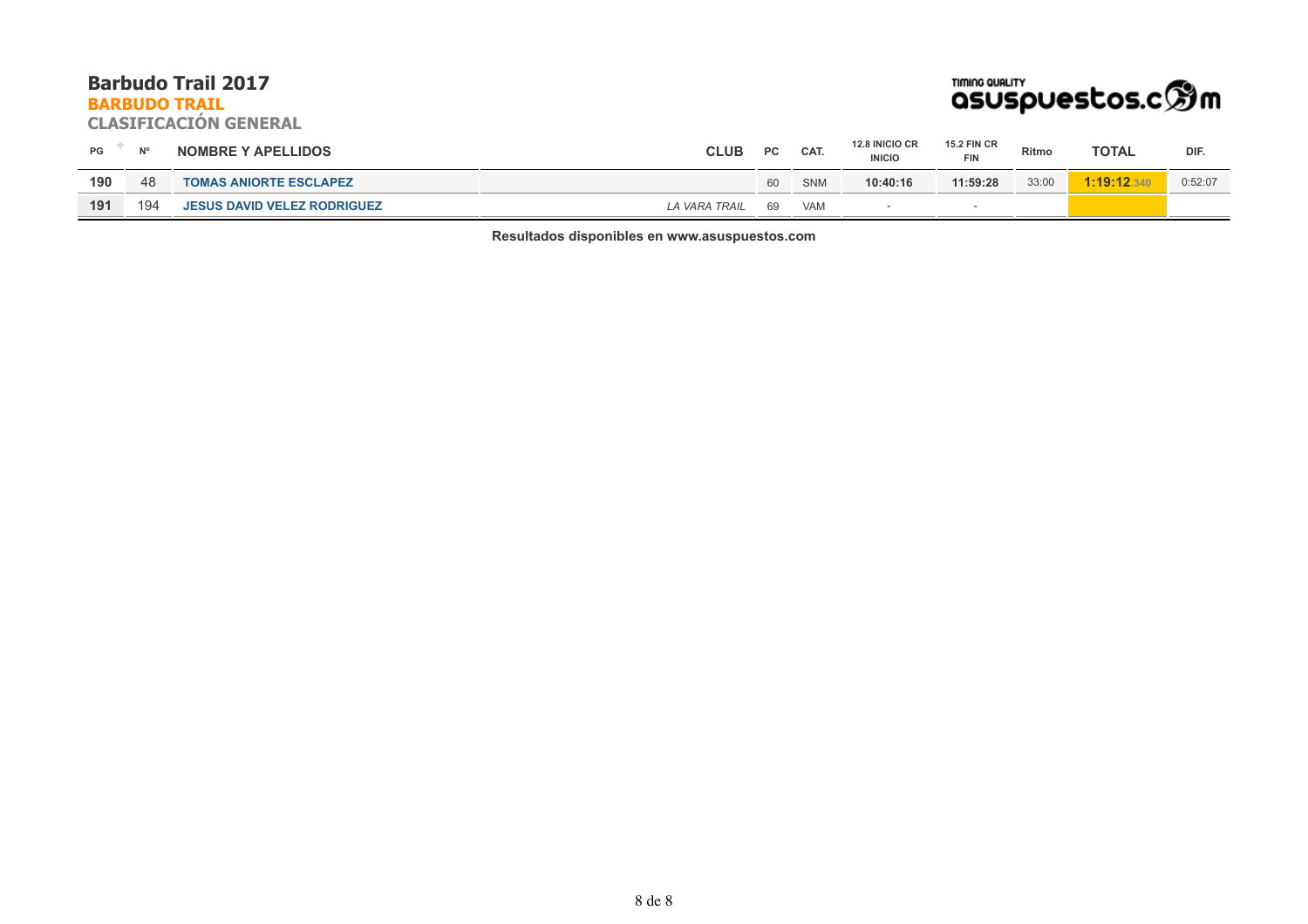# Barbudo Trail 2017

## BARBUDO TRAIL

### CLASIFICACIÓN GENERAL

| PG | Nº | NOMBRE Y APELLIDOS | CLUB | PC | CAT. | 12.8 INICIO CR INICIO | 15.2 FIN CR FIN | Ritmo | TOTAL | DIF. |
|---|---|---|---|---|---|---|---|---|---|---|
| 190 | 48 | TOMAS ANIORTE ESCLAPEZ | | 60 | SNM | 10:40:16 | 11:59:28 | 33:00 | 1:19:12.340 | 0:52:07 |
| 191 | 194 | JESUS DAVID VELEZ RODRIGUEZ | *LA VARA TRAIL* | 69 | VAM | - | - | | | |

**Resultados disponibles en www.asuspuestos.com**